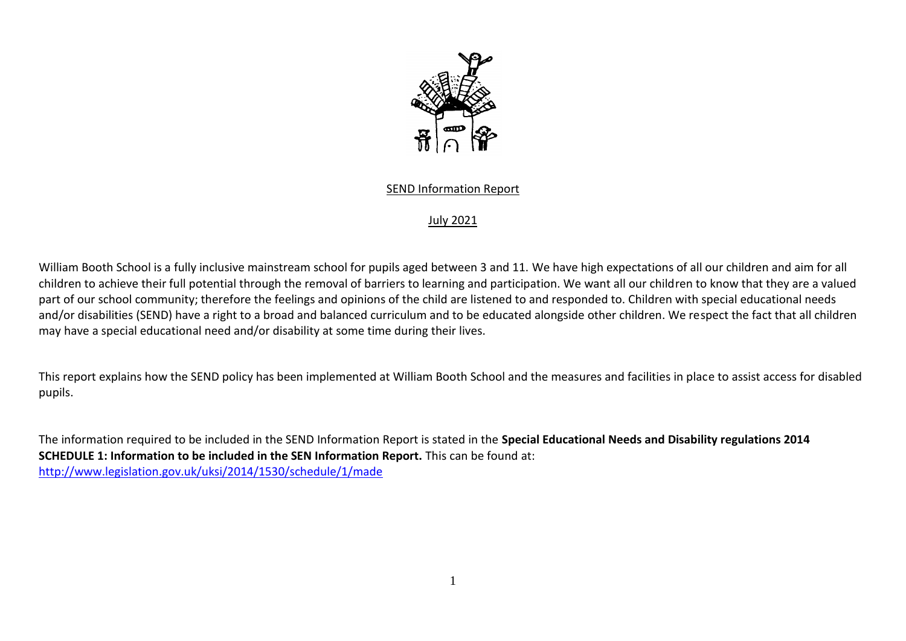# SEND Information Report

## July 2021

William Booth School is a fully inclusive mainstream school for pupils aged between 3 and 11. We have high expectations of all our children and aim for all children to achieve their full potential through the removal of barriers to learning and participation. We want all our children to know that they are a valued part of our school community; therefore the feelings and opinions of the child are listened to and responded to. Children with special educational needs and/or disabilities (SEND) have a right to a broad and balanced curriculum and to be educated alongside other children. We respect the fact that all children may have a special educational need and/or disability at some time during their lives.

This report explains how the SEND policy has been implemented at William Booth School and the measures and facilities in place to assist access for disabled pupils.

The information required to be included in the SEND Information Report is stated in the **Special Educational Needs and Disability regulations 2014 SCHEDULE 1: Information to be included in the SEN Information Report.** This can be found at: http://www.legislation.gov.uk/uksi/2014/1530/schedule/1/made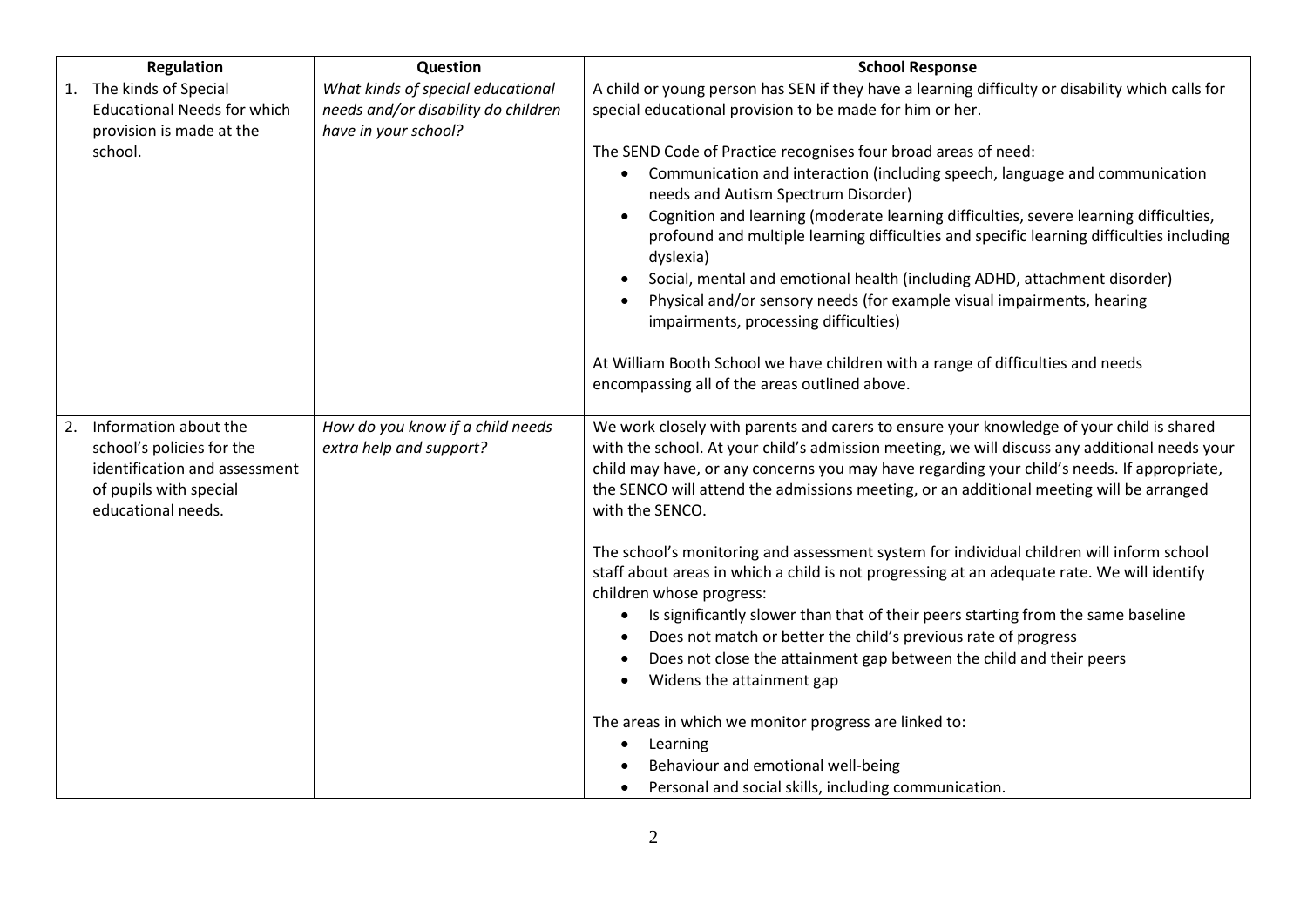| Regulation | Question | School Response |
| --- | --- | --- |
| 1. The kinds of Special Educational Needs for which provision is made at the school. | *What kinds of special educational needs and/or disability do children have in your school?* | A child or young person has SEN if they have a learning difficulty or disability which calls for special educational provision to be made for him or her.<br><br>The SEND Code of Practice recognises four broad areas of need:<br>• Communication and interaction (including speech, language and communication needs and Autism Spectrum Disorder)<br>• Cognition and learning (moderate learning difficulties, severe learning difficulties, profound and multiple learning difficulties and specific learning difficulties including dyslexia)<br>• Social, mental and emotional health (including ADHD, attachment disorder)<br>• Physical and/or sensory needs (for example visual impairments, hearing impairments, processing difficulties)<br><br>At William Booth School we have children with a range of difficulties and needs encompassing all of the areas outlined above. |
| 2. Information about the school's policies for the identification and assessment of pupils with special educational needs. | *How do you know if a child needs extra help and support?* | We work closely with parents and carers to ensure your knowledge of your child is shared with the school. At your child's admission meeting, we will discuss any additional needs your child may have, or any concerns you may have regarding your child's needs. If appropriate, the SENCO will attend the admissions meeting, or an additional meeting will be arranged with the SENCO.<br><br>The school's monitoring and assessment system for individual children will inform school staff about areas in which a child is not progressing at an adequate rate. We will identify children whose progress:<br>• Is significantly slower than that of their peers starting from the same baseline<br>• Does not match or better the child's previous rate of progress<br>• Does not close the attainment gap between the child and their peers<br>• Widens the attainment gap<br><br>The areas in which we monitor progress are linked to:<br>• Learning<br>• Behaviour and emotional well-being<br>• Personal and social skills, including communication. |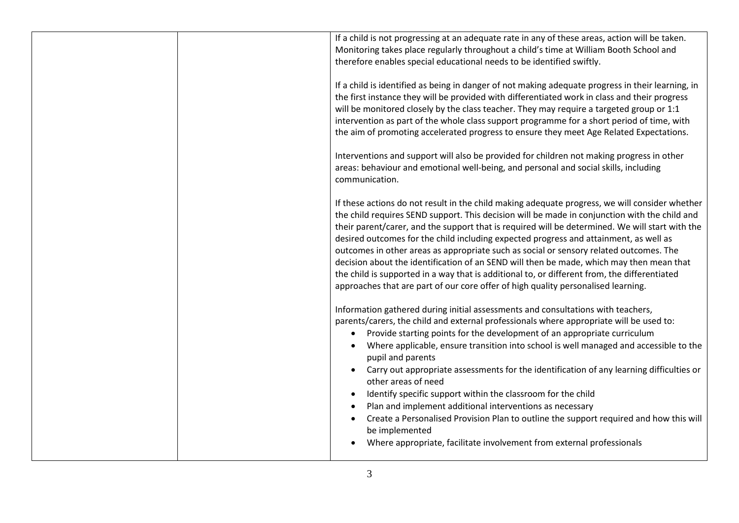| | | If a child is not progressing at an adequate rate in any of these areas, action will be taken. Monitoring takes place regularly throughout a child's time at William Booth School and therefore enables special educational needs to be identified swiftly.<br><br>If a child is identified as being in danger of not making adequate progress in their learning, in the first instance they will be provided with differentiated work in class and their progress will be monitored closely by the class teacher. They may require a targeted group or 1:1 intervention as part of the whole class support programme for a short period of time, with the aim of promoting accelerated progress to ensure they meet Age Related Expectations.<br><br>Interventions and support will also be provided for children not making progress in other areas: behaviour and emotional well-being, and personal and social skills, including communication.<br><br>If these actions do not result in the child making adequate progress, we will consider whether the child requires SEND support. This decision will be made in conjunction with the child and their parent/carer, and the support that is required will be determined. We will start with the desired outcomes for the child including expected progress and attainment, as well as outcomes in other areas as appropriate such as social or sensory related outcomes. The decision about the identification of an SEND will then be made, which may then mean that the child is supported in a way that is additional to, or different from, the differentiated approaches that are part of our core offer of high quality personalised learning.<br><br>Information gathered during initial assessments and consultations with teachers, parents/carers, the child and external professionals where appropriate will be used to:<br>• Provide starting points for the development of an appropriate curriculum<br>• Where applicable, ensure transition into school is well managed and accessible to the pupil and parents<br>• Carry out appropriate assessments for the identification of any learning difficulties or other areas of need<br>• Identify specific support within the classroom for the child<br>• Plan and implement additional interventions as necessary<br>• Create a Personalised Provision Plan to outline the support required and how this will be implemented<br>• Where appropriate, facilitate involvement from external professionals |
|---|---|---|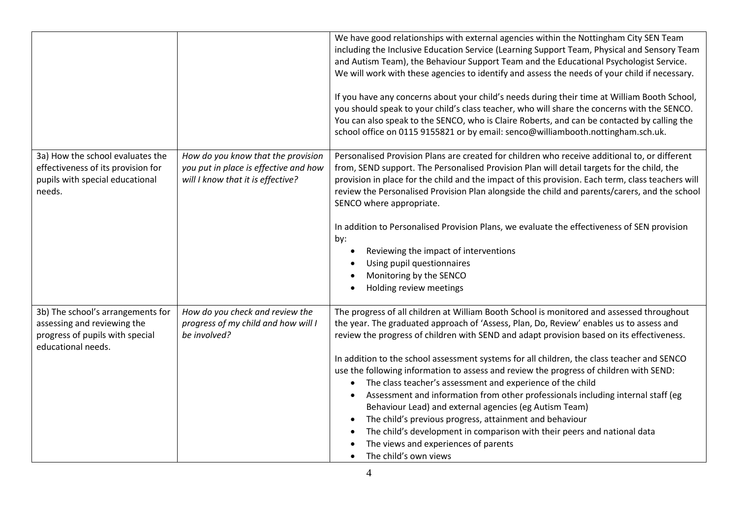| | | |
|---|---|---|
| | | We have good relationships with external agencies within the Nottingham City SEN Team including the Inclusive Education Service (Learning Support Team, Physical and Sensory Team and Autism Team), the Behaviour Support Team and the Educational Psychologist Service. We will work with these agencies to identify and assess the needs of your child if necessary.<br><br>If you have any concerns about your child's needs during their time at William Booth School, you should speak to your child's class teacher, who will share the concerns with the SENCO. You can also speak to the SENCO, who is Claire Roberts, and can be contacted by calling the school office on 0115 9155821 or by email: senco@williambooth.nottingham.sch.uk. |
| 3a) How the school evaluates the effectiveness of its provision for pupils with special educational needs. | *How do you know that the provision you put in place is effective and how will I know that it is effective?* | Personalised Provision Plans are created for children who receive additional to, or different from, SEND support. The Personalised Provision Plan will detail targets for the child, the provision in place for the child and the impact of this provision. Each term, class teachers will review the Personalised Provision Plan alongside the child and parents/carers, and the school SENCO where appropriate.<br><br>In addition to Personalised Provision Plans, we evaluate the effectiveness of SEN provision by:<br>• Reviewing the impact of interventions<br>• Using pupil questionnaires<br>• Monitoring by the SENCO<br>• Holding review meetings |
| 3b) The school's arrangements for assessing and reviewing the progress of pupils with special educational needs. | *How do you check and review the progress of my child and how will I be involved?* | The progress of all children at William Booth School is monitored and assessed throughout the year. The graduated approach of 'Assess, Plan, Do, Review' enables us to assess and review the progress of children with SEND and adapt provision based on its effectiveness.<br><br>In addition to the school assessment systems for all children, the class teacher and SENCO use the following information to assess and review the progress of children with SEND:<br>• The class teacher's assessment and experience of the child<br>• Assessment and information from other professionals including internal staff (eg Behaviour Lead) and external agencies (eg Autism Team)<br>• The child's previous progress, attainment and behaviour<br>• The child's development in comparison with their peers and national data<br>• The views and experiences of parents<br>• The child's own views |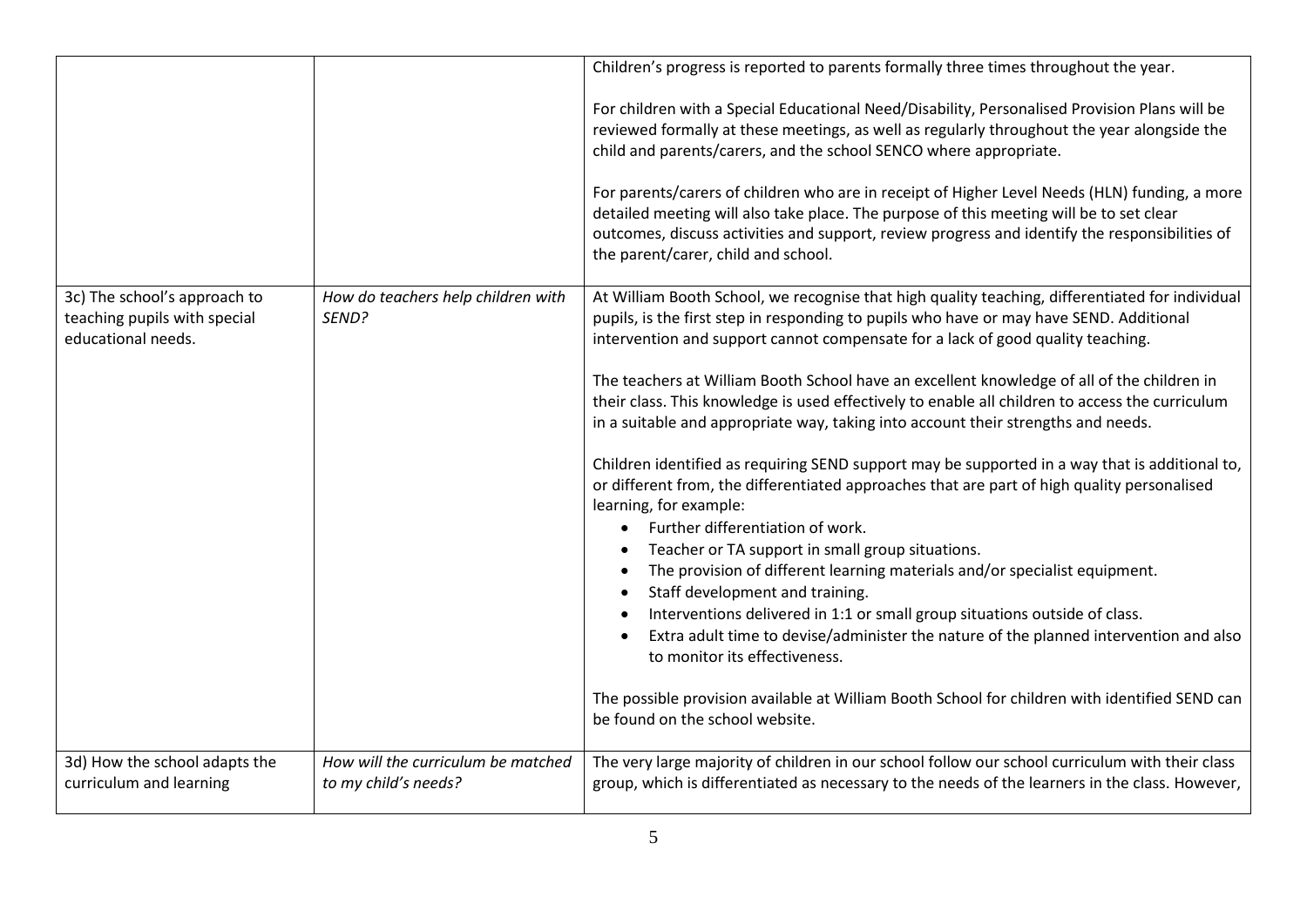| | | |
|---|---|---|
| | | Children's progress is reported to parents formally three times throughout the year.<br><br>For children with a Special Educational Need/Disability, Personalised Provision Plans will be reviewed formally at these meetings, as well as regularly throughout the year alongside the child and parents/carers, and the school SENCO where appropriate.<br><br>For parents/carers of children who are in receipt of Higher Level Needs (HLN) funding, a more detailed meeting will also take place. The purpose of this meeting will be to set clear outcomes, discuss activities and support, review progress and identify the responsibilities of the parent/carer, child and school. |
| 3c) The school's approach to teaching pupils with special educational needs. | *How do teachers help children with SEND?* | At William Booth School, we recognise that high quality teaching, differentiated for individual pupils, is the first step in responding to pupils who have or may have SEND. Additional intervention and support cannot compensate for a lack of good quality teaching.<br><br>The teachers at William Booth School have an excellent knowledge of all of the children in their class. This knowledge is used effectively to enable all children to access the curriculum in a suitable and appropriate way, taking into account their strengths and needs.<br><br>Children identified as requiring SEND support may be supported in a way that is additional to, or different from, the differentiated approaches that are part of high quality personalised learning, for example:<br>• Further differentiation of work.<br>• Teacher or TA support in small group situations.<br>• The provision of different learning materials and/or specialist equipment.<br>• Staff development and training.<br>• Interventions delivered in 1:1 or small group situations outside of class.<br>• Extra adult time to devise/administer the nature of the planned intervention and also to monitor its effectiveness.<br><br>The possible provision available at William Booth School for children with identified SEND can be found on the school website. |
| 3d) How the school adapts the curriculum and learning | *How will the curriculum be matched to my child's needs?* | The very large majority of children in our school follow our school curriculum with their class group, which is differentiated as necessary to the needs of the learners in the class. However, |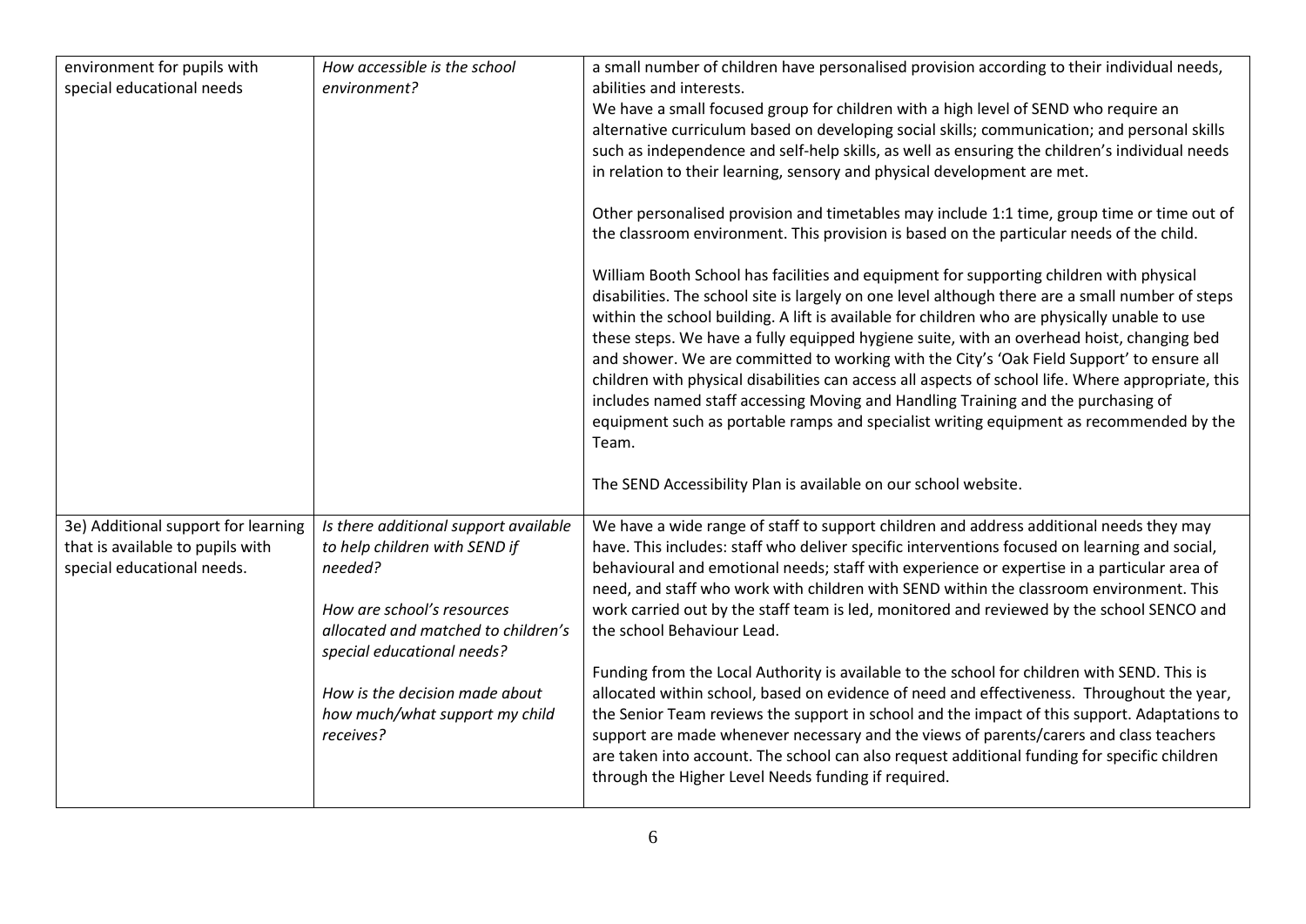| | | |
|---|---|---|
| environment for pupils with special educational needs | *How accessible is the school environment?* | a small number of children have personalised provision according to their individual needs, abilities and interests.<br>We have a small focused group for children with a high level of SEND who require an alternative curriculum based on developing social skills; communication; and personal skills such as independence and self-help skills, as well as ensuring the children's individual needs in relation to their learning, sensory and physical development are met.<br><br>Other personalised provision and timetables may include 1:1 time, group time or time out of the classroom environment. This provision is based on the particular needs of the child.<br><br>William Booth School has facilities and equipment for supporting children with physical disabilities. The school site is largely on one level although there are a small number of steps within the school building. A lift is available for children who are physically unable to use these steps. We have a fully equipped hygiene suite, with an overhead hoist, changing bed and shower. We are committed to working with the City's 'Oak Field Support' to ensure all children with physical disabilities can access all aspects of school life. Where appropriate, this includes named staff accessing Moving and Handling Training and the purchasing of equipment such as portable ramps and specialist writing equipment as recommended by the Team.<br><br>The SEND Accessibility Plan is available on our school website. |
| 3e) Additional support for learning that is available to pupils with special educational needs. | *Is there additional support available to help children with SEND if needed?*<br><br>*How are school's resources allocated and matched to children's special educational needs?*<br><br>*How is the decision made about how much/what support my child receives?* | We have a wide range of staff to support children and address additional needs they may have. This includes: staff who deliver specific interventions focused on learning and social, behavioural and emotional needs; staff with experience or expertise in a particular area of need, and staff who work with children with SEND within the classroom environment. This work carried out by the staff team is led, monitored and reviewed by the school SENCO and the school Behaviour Lead.<br><br>Funding from the Local Authority is available to the school for children with SEND. This is allocated within school, based on evidence of need and effectiveness. Throughout the year, the Senior Team reviews the support in school and the impact of this support. Adaptations to support are made whenever necessary and the views of parents/carers and class teachers are taken into account. The school can also request additional funding for specific children through the Higher Level Needs funding if required. |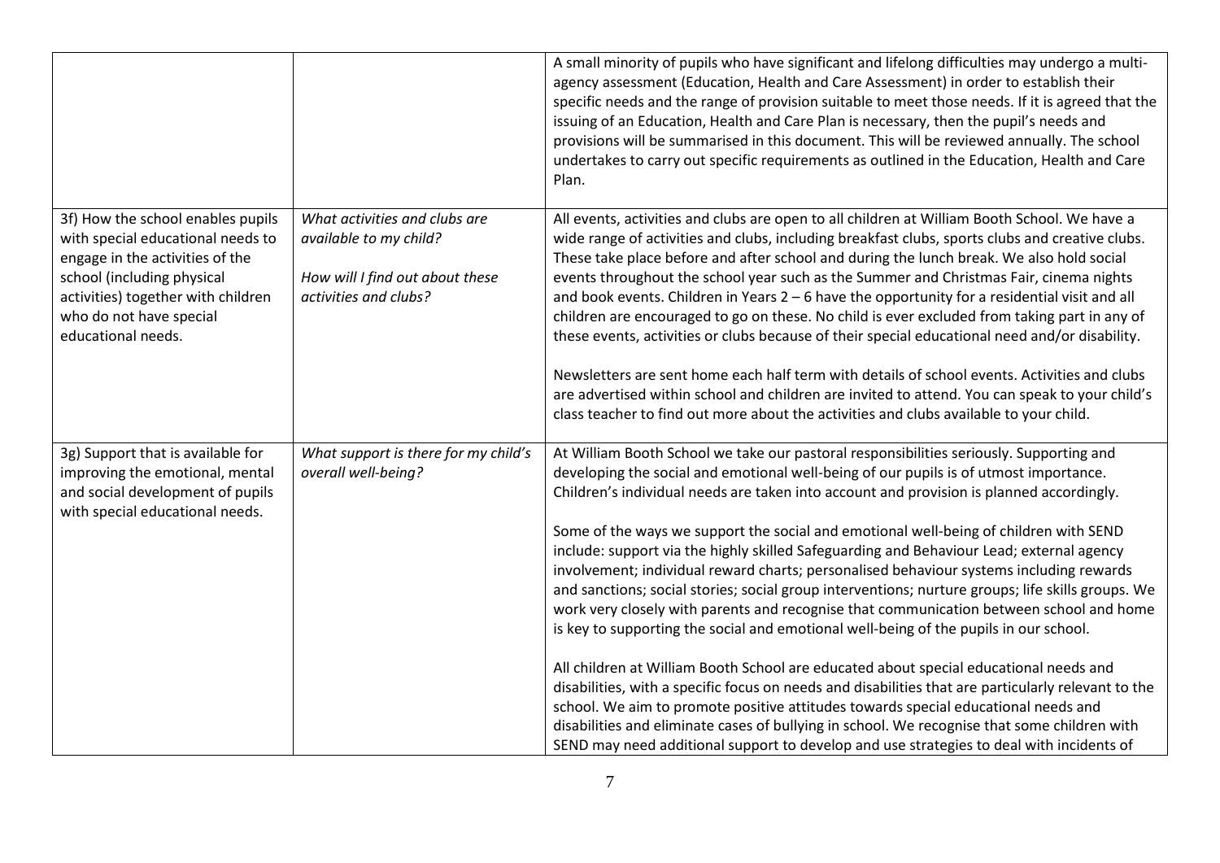| | | |
|---|---|---|
| | | A small minority of pupils who have significant and lifelong difficulties may undergo a multi-agency assessment (Education, Health and Care Assessment) in order to establish their specific needs and the range of provision suitable to meet those needs. If it is agreed that the issuing of an Education, Health and Care Plan is necessary, then the pupil's needs and provisions will be summarised in this document. This will be reviewed annually. The school undertakes to carry out specific requirements as outlined in the Education, Health and Care Plan. |
| 3f) How the school enables pupils with special educational needs to engage in the activities of the school (including physical activities) together with children who do not have special educational needs. | *What activities and clubs are available to my child?*<br><br>*How will I find out about these activities and clubs?* | All events, activities and clubs are open to all children at William Booth School. We have a wide range of activities and clubs, including breakfast clubs, sports clubs and creative clubs. These take place before and after school and during the lunch break. We also hold social events throughout the school year such as the Summer and Christmas Fair, cinema nights and book events. Children in Years 2 – 6 have the opportunity for a residential visit and all children are encouraged to go on these. No child is ever excluded from taking part in any of these events, activities or clubs because of their special educational need and/or disability.<br><br>Newsletters are sent home each half term with details of school events. Activities and clubs are advertised within school and children are invited to attend. You can speak to your child's class teacher to find out more about the activities and clubs available to your child. |
| 3g) Support that is available for improving the emotional, mental and social development of pupils with special educational needs. | *What support is there for my child's overall well-being?* | At William Booth School we take our pastoral responsibilities seriously. Supporting and developing the social and emotional well-being of our pupils is of utmost importance. Children's individual needs are taken into account and provision is planned accordingly.<br><br>Some of the ways we support the social and emotional well-being of children with SEND include: support via the highly skilled Safeguarding and Behaviour Lead; external agency involvement; individual reward charts; personalised behaviour systems including rewards and sanctions; social stories; social group interventions; nurture groups; life skills groups. We work very closely with parents and recognise that communication between school and home is key to supporting the social and emotional well-being of the pupils in our school.<br><br>All children at William Booth School are educated about special educational needs and disabilities, with a specific focus on needs and disabilities that are particularly relevant to the school. We aim to promote positive attitudes towards special educational needs and disabilities and eliminate cases of bullying in school. We recognise that some children with SEND may need additional support to develop and use strategies to deal with incidents of |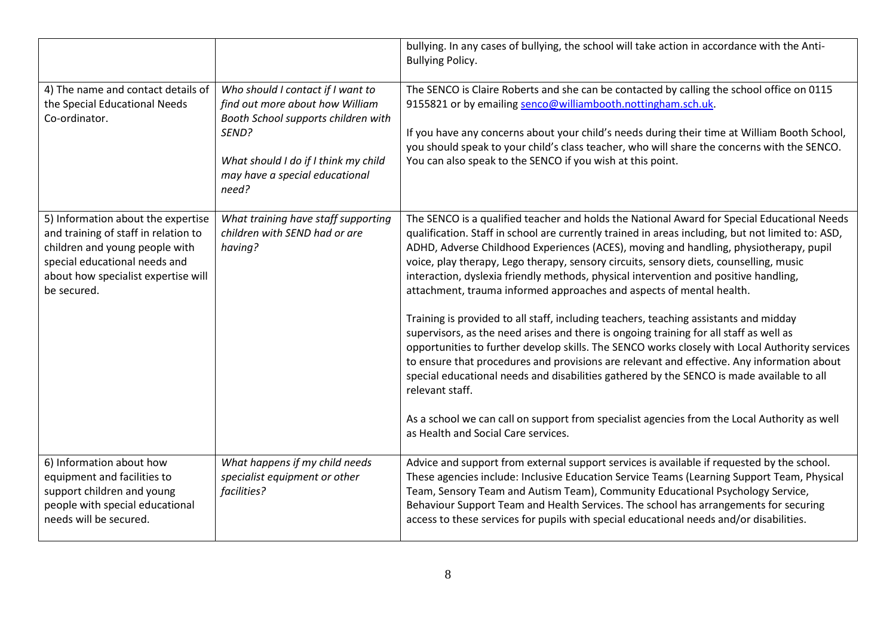| | | |
|---|---|---|
| | | bullying. In any cases of bullying, the school will take action in accordance with the Anti-Bullying Policy. |
| 4) The name and contact details of the Special Educational Needs Co-ordinator. | *Who should I contact if I want to find out more about how William Booth School supports children with SEND?*<br><br>*What should I do if I think my child may have a special educational need?* | The SENCO is Claire Roberts and she can be contacted by calling the school office on 0115 9155821 or by emailing senco@williambooth.nottingham.sch.uk.<br><br>If you have any concerns about your child's needs during their time at William Booth School, you should speak to your child's class teacher, who will share the concerns with the SENCO. You can also speak to the SENCO if you wish at this point. |
| 5) Information about the expertise and training of staff in relation to children and young people with special educational needs and about how specialist expertise will be secured. | *What training have staff supporting children with SEND had or are having?* | The SENCO is a qualified teacher and holds the National Award for Special Educational Needs qualification. Staff in school are currently trained in areas including, but not limited to: ASD, ADHD, Adverse Childhood Experiences (ACES), moving and handling, physiotherapy, pupil voice, play therapy, Lego therapy, sensory circuits, sensory diets, counselling, music interaction, dyslexia friendly methods, physical intervention and positive handling, attachment, trauma informed approaches and aspects of mental health.<br><br>Training is provided to all staff, including teachers, teaching assistants and midday supervisors, as the need arises and there is ongoing training for all staff as well as opportunities to further develop skills. The SENCO works closely with Local Authority services to ensure that procedures and provisions are relevant and effective. Any information about special educational needs and disabilities gathered by the SENCO is made available to all relevant staff.<br><br>As a school we can call on support from specialist agencies from the Local Authority as well as Health and Social Care services. |
| 6) Information about how equipment and facilities to support children and young people with special educational needs will be secured. | *What happens if my child needs specialist equipment or other facilities?* | Advice and support from external support services is available if requested by the school. These agencies include: Inclusive Education Service Teams (Learning Support Team, Physical Team, Sensory Team and Autism Team), Community Educational Psychology Service, Behaviour Support Team and Health Services. The school has arrangements for securing access to these services for pupils with special educational needs and/or disabilities. |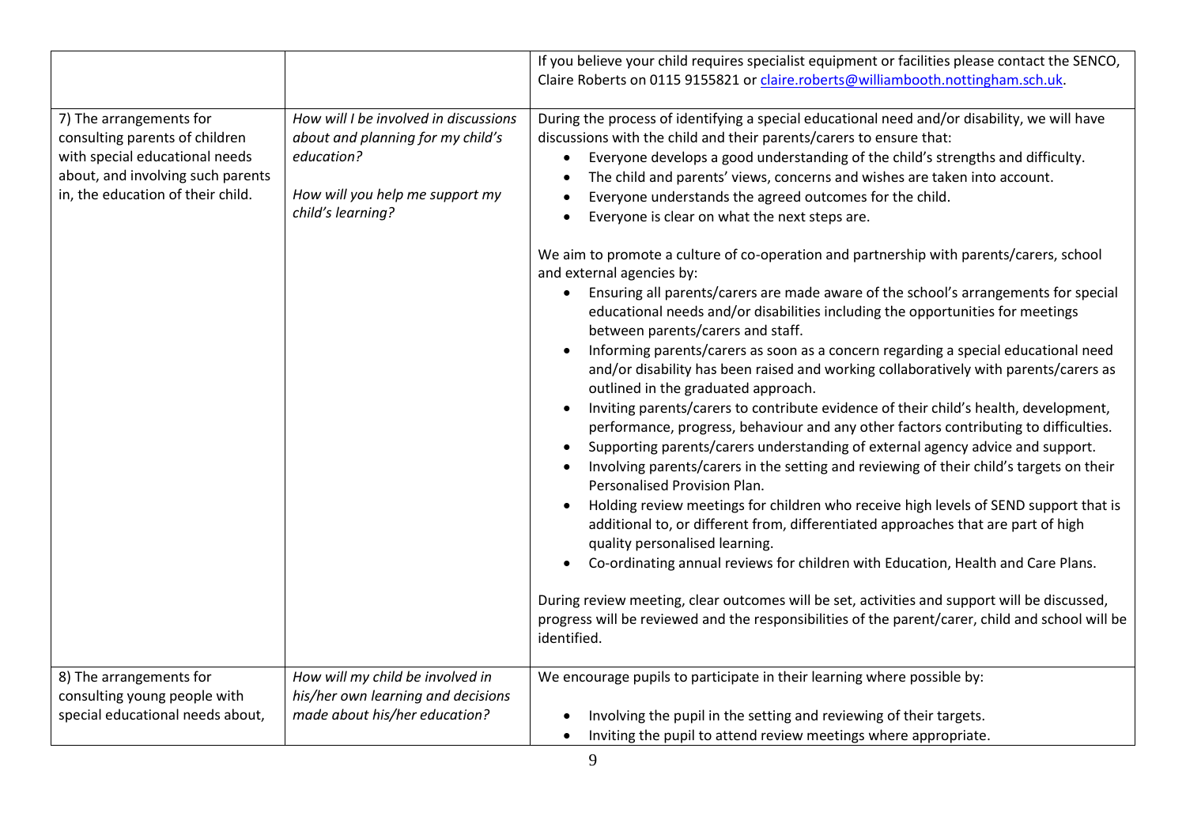| | | |
|---|---|---|
| | | If you believe your child requires specialist equipment or facilities please contact the SENCO, Claire Roberts on 0115 9155821 or [claire.roberts@williambooth.nottingham.sch.uk](mailto:claire.roberts@williambooth.nottingham.sch.uk). |
| 7) The arrangements for consulting parents of children with special educational needs about, and involving such parents in, the education of their child. | *How will I be involved in discussions about and planning for my child's education?*<br><br>*How will you help me support my child's learning?* | During the process of identifying a special educational need and/or disability, we will have discussions with the child and their parents/carers to ensure that:<br>• Everyone develops a good understanding of the child's strengths and difficulty.<br>• The child and parents' views, concerns and wishes are taken into account.<br>• Everyone understands the agreed outcomes for the child.<br>• Everyone is clear on what the next steps are.<br><br>We aim to promote a culture of co-operation and partnership with parents/carers, school and external agencies by:<br>• Ensuring all parents/carers are made aware of the school's arrangements for special educational needs and/or disabilities including the opportunities for meetings between parents/carers and staff.<br>• Informing parents/carers as soon as a concern regarding a special educational need and/or disability has been raised and working collaboratively with parents/carers as outlined in the graduated approach.<br>• Inviting parents/carers to contribute evidence of their child's health, development, performance, progress, behaviour and any other factors contributing to difficulties.<br>• Supporting parents/carers understanding of external agency advice and support.<br>• Involving parents/carers in the setting and reviewing of their child's targets on their Personalised Provision Plan.<br>• Holding review meetings for children who receive high levels of SEND support that is additional to, or different from, differentiated approaches that are part of high quality personalised learning.<br>• Co-ordinating annual reviews for children with Education, Health and Care Plans.<br><br>During review meeting, clear outcomes will be set, activities and support will be discussed, progress will be reviewed and the responsibilities of the parent/carer, child and school will be identified. |
| 8) The arrangements for consulting young people with special educational needs about, | *How will my child be involved in his/her own learning and decisions made about his/her education?* | We encourage pupils to participate in their learning where possible by:<br><br>• Involving the pupil in the setting and reviewing of their targets.<br>• Inviting the pupil to attend review meetings where appropriate. |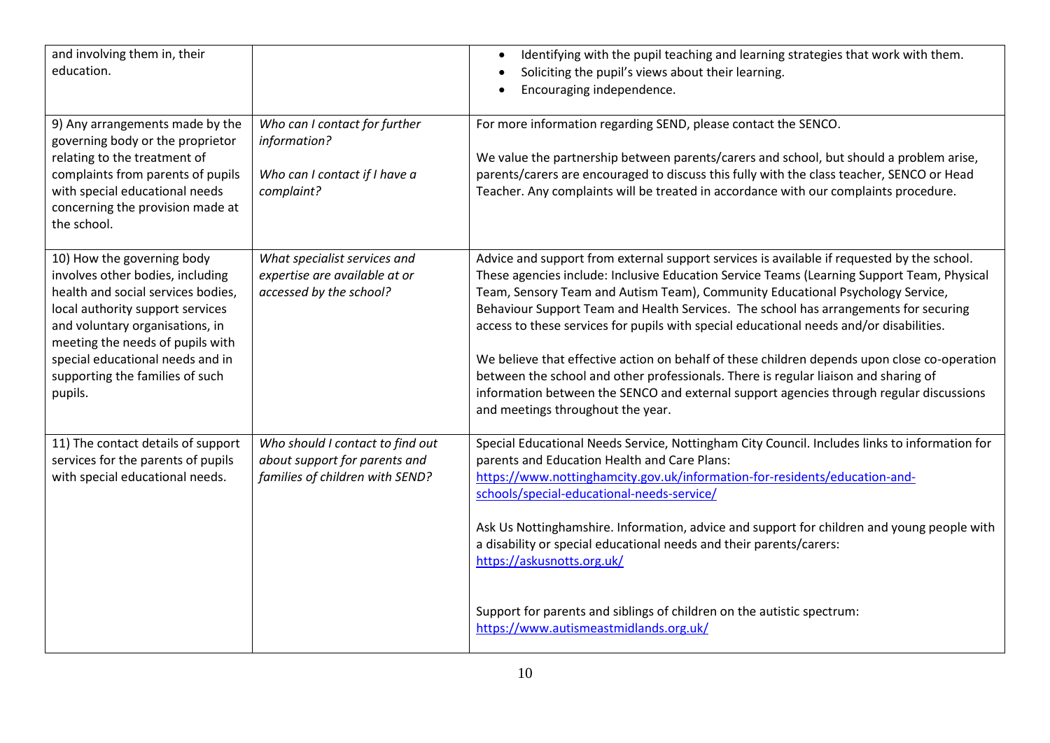| | | |
|---|---|---|
| and involving them in, their education. | | • Identifying with the pupil teaching and learning strategies that work with them.<br>• Soliciting the pupil's views about their learning.<br>• Encouraging independence. |
| 9) Any arrangements made by the governing body or the proprietor relating to the treatment of complaints from parents of pupils with special educational needs concerning the provision made at the school. | *Who can I contact for further information?*<br><br>*Who can I contact if I have a complaint?* | For more information regarding SEND, please contact the SENCO.<br><br>We value the partnership between parents/carers and school, but should a problem arise, parents/carers are encouraged to discuss this fully with the class teacher, SENCO or Head Teacher. Any complaints will be treated in accordance with our complaints procedure. |
| 10) How the governing body involves other bodies, including health and social services bodies, local authority support services and voluntary organisations, in meeting the needs of pupils with special educational needs and in supporting the families of such pupils. | *What specialist services and expertise are available at or accessed by the school?* | Advice and support from external support services is available if requested by the school. These agencies include: Inclusive Education Service Teams (Learning Support Team, Physical Team, Sensory Team and Autism Team), Community Educational Psychology Service, Behaviour Support Team and Health Services. The school has arrangements for securing access to these services for pupils with special educational needs and/or disabilities.<br><br>We believe that effective action on behalf of these children depends upon close co-operation between the school and other professionals. There is regular liaison and sharing of information between the SENCO and external support agencies through regular discussions and meetings throughout the year. |
| 11) The contact details of support services for the parents of pupils with special educational needs. | *Who should I contact to find out about support for parents and families of children with SEND?* | Special Educational Needs Service, Nottingham City Council. Includes links to information for parents and Education Health and Care Plans:<br>https://www.nottinghamcity.gov.uk/information-for-residents/education-and-schools/special-educational-needs-service/<br><br>Ask Us Nottinghamshire. Information, advice and support for children and young people with a disability or special educational needs and their parents/carers:<br>https://askusnotts.org.uk/<br><br>Support for parents and siblings of children on the autistic spectrum:<br>https://www.autismeastmidlands.org.uk/ |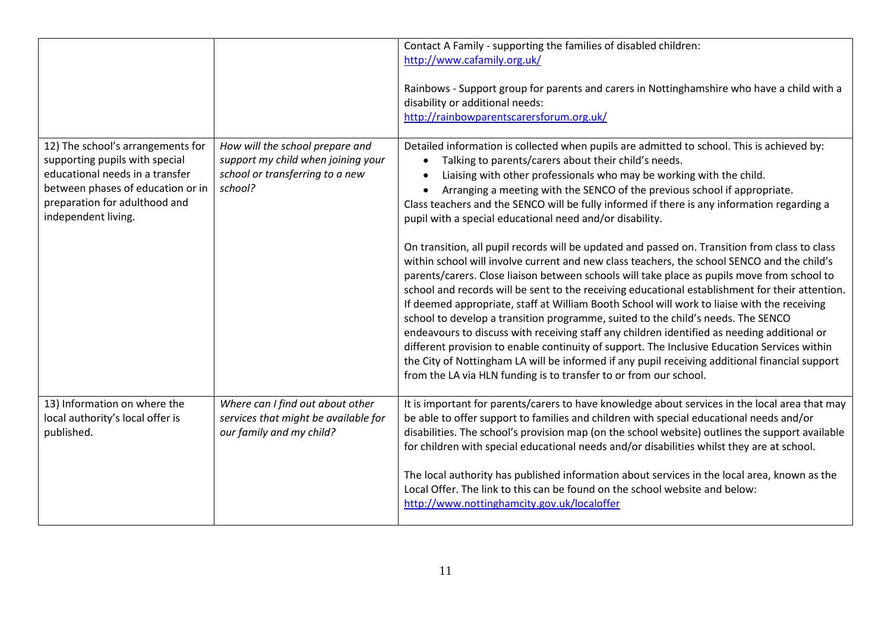| | | |
|---|---|---|
| | | Contact A Family - supporting the families of disabled children: [http://www.cafamily.org.uk/](http://www.cafamily.org.uk/)<br><br>Rainbows - Support group for parents and carers in Nottinghamshire who have a child with a disability or additional needs: [http://rainbowparentscarersforum.org.uk/](http://rainbowparentscarersforum.org.uk/) |
| 12) The school's arrangements for supporting pupils with special educational needs in a transfer between phases of education or in preparation for adulthood and independent living. | *How will the school prepare and support my child when joining your school or transferring to a new school?* | Detailed information is collected when pupils are admitted to school. This is achieved by:<br>• Talking to parents/carers about their child's needs.<br>• Liaising with other professionals who may be working with the child.<br>• Arranging a meeting with the SENCO of the previous school if appropriate.<br>Class teachers and the SENCO will be fully informed if there is any information regarding a pupil with a special educational need and/or disability.<br><br>On transition, all pupil records will be updated and passed on. Transition from class to class within school will involve current and new class teachers, the school SENCO and the child's parents/carers. Close liaison between schools will take place as pupils move from school to school and records will be sent to the receiving educational establishment for their attention. If deemed appropriate, staff at William Booth School will work to liaise with the receiving school to develop a transition programme, suited to the child's needs. The SENCO endeavours to discuss with receiving staff any children identified as needing additional or different provision to enable continuity of support. The Inclusive Education Services within the City of Nottingham LA will be informed if any pupil receiving additional financial support from the LA via HLN funding is to transfer to or from our school. |
| 13) Information on where the local authority's local offer is published. | *Where can I find out about other services that might be available for our family and my child?* | It is important for parents/carers to have knowledge about services in the local area that may be able to offer support to families and children with special educational needs and/or disabilities. The school's provision map (on the school website) outlines the support available for children with special educational needs and/or disabilities whilst they are at school.<br><br>The local authority has published information about services in the local area, known as the Local Offer. The link to this can be found on the school website and below: [http://www.nottinghamcity.gov.uk/localoffer](http://www.nottinghamcity.gov.uk/localoffer) |